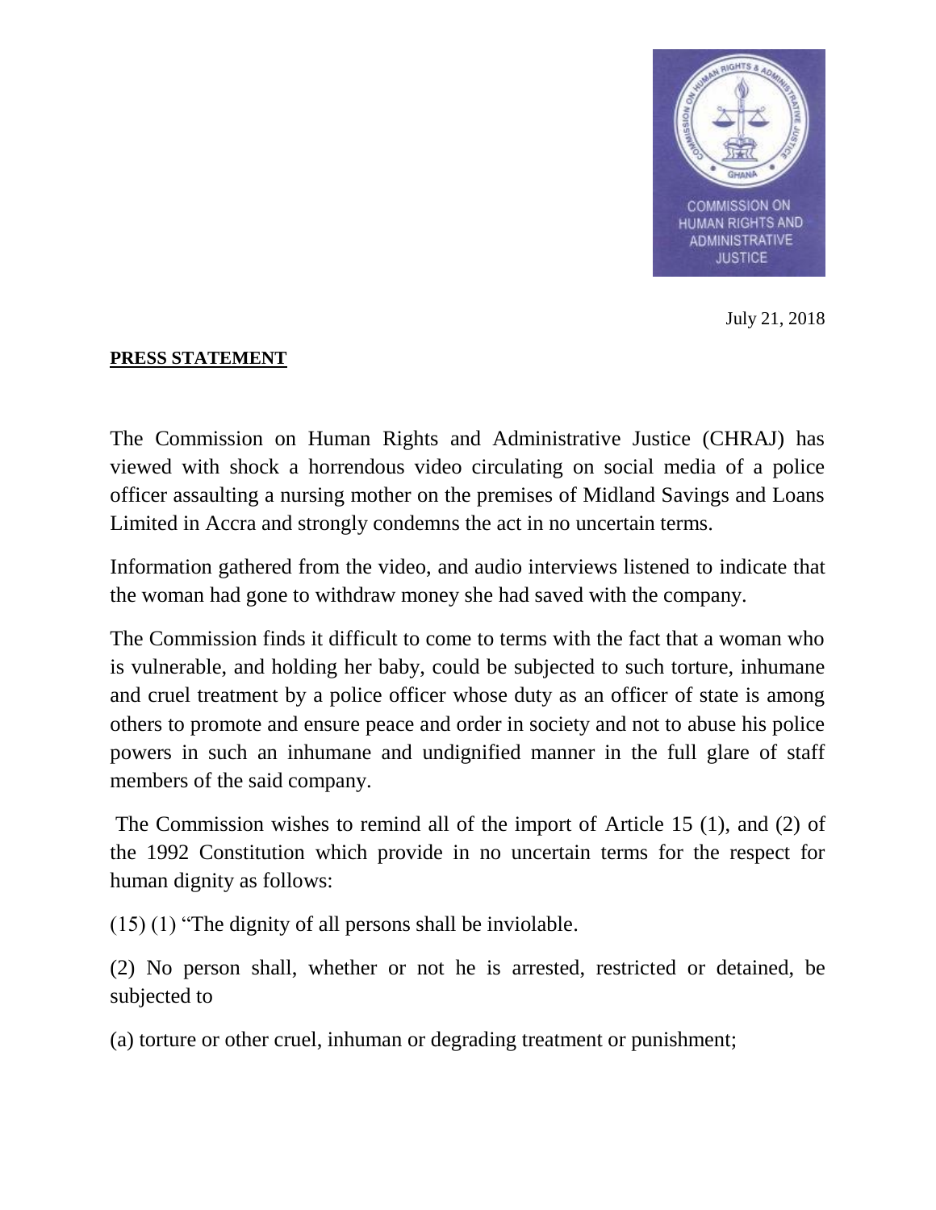COMMISSION ON HUMAN RIGHTS AND ADMINISTRATIVE JUSTICE

July 21, 2018

**PRESS STATEMENT**

The Commission on Human Rights and Administrative Justice (CHRAJ) has viewed with shock a horrendous video circulating on social media of a police officer assaulting a nursing mother on the premises of Midland Savings and Loans Limited in Accra and strongly condemns the act in no uncertain terms.

Information gathered from the video, and audio interviews listened to indicate that the woman had gone to withdraw money she had saved with the company.

The Commission finds it difficult to come to terms with the fact that a woman who is vulnerable, and holding her baby, could be subjected to such torture, inhumane and cruel treatment by a police officer whose duty as an officer of state is among others to promote and ensure peace and order in society and not to abuse his police powers in such an inhumane and undignified manner in the full glare of staff members of the said company.

The Commission wishes to remind all of the import of Article 15 (1), and (2) of the 1992 Constitution which provide in no uncertain terms for the respect for human dignity as follows:

(15) (1) "The dignity of all persons shall be inviolable.

(2) No person shall, whether or not he is arrested, restricted or detained, be subjected to

(a) torture or other cruel, inhuman or degrading treatment or punishment;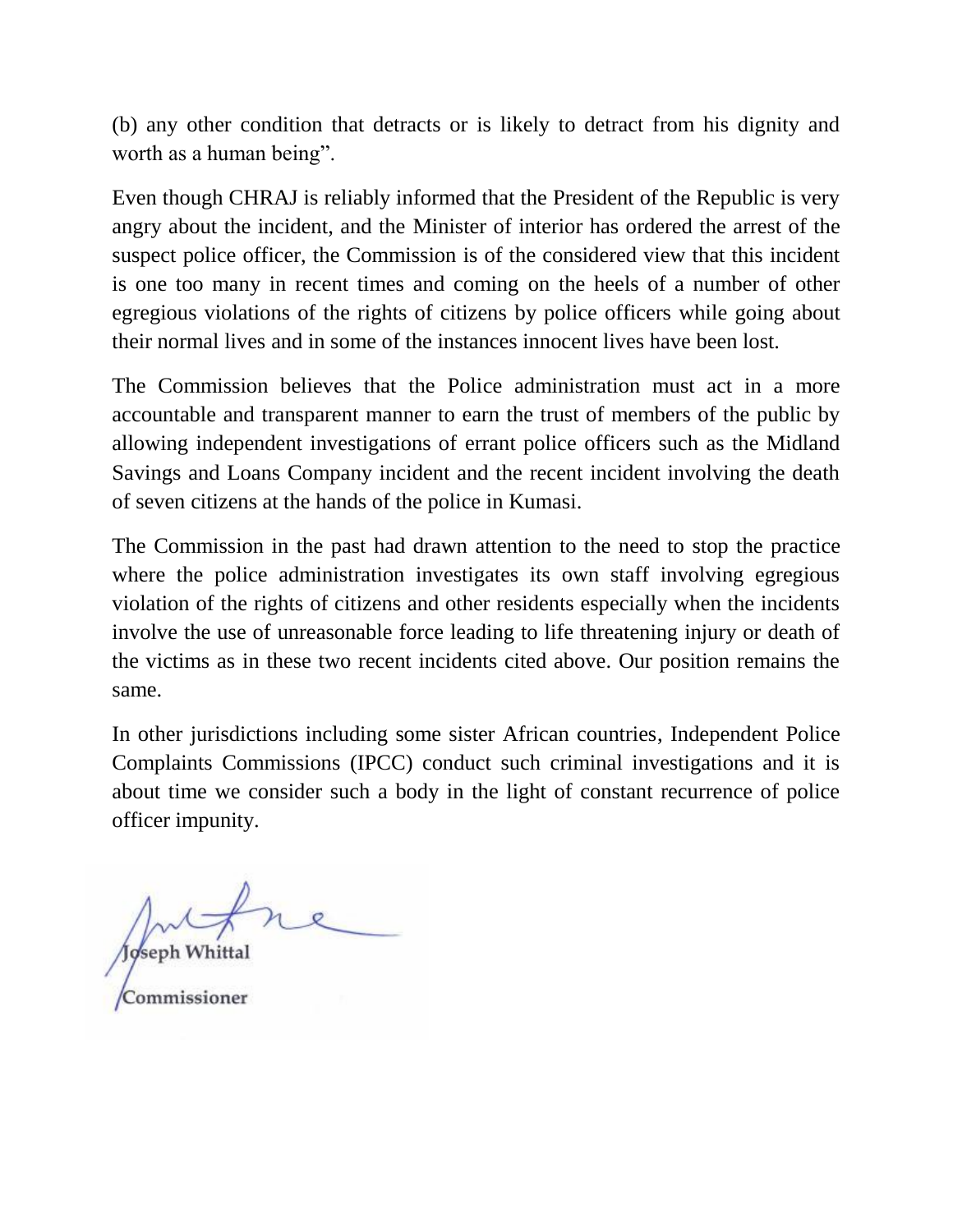(b) any other condition that detracts or is likely to detract from his dignity and worth as a human being".

Even though CHRAJ is reliably informed that the President of the Republic is very angry about the incident, and the Minister of interior has ordered the arrest of the suspect police officer, the Commission is of the considered view that this incident is one too many in recent times and coming on the heels of a number of other egregious violations of the rights of citizens by police officers while going about their normal lives and in some of the instances innocent lives have been lost.

The Commission believes that the Police administration must act in a more accountable and transparent manner to earn the trust of members of the public by allowing independent investigations of errant police officers such as the Midland Savings and Loans Company incident and the recent incident involving the death of seven citizens at the hands of the police in Kumasi.

The Commission in the past had drawn attention to the need to stop the practice where the police administration investigates its own staff involving egregious violation of the rights of citizens and other residents especially when the incidents involve the use of unreasonable force leading to life threatening injury or death of the victims as in these two recent incidents cited above. Our position remains the same.

In other jurisdictions including some sister African countries, Independent Police Complaints Commissions (IPCC) conduct such criminal investigations and it is about time we consider such a body in the light of constant recurrence of police officer impunity.

Joseph Whittal

Commissioner